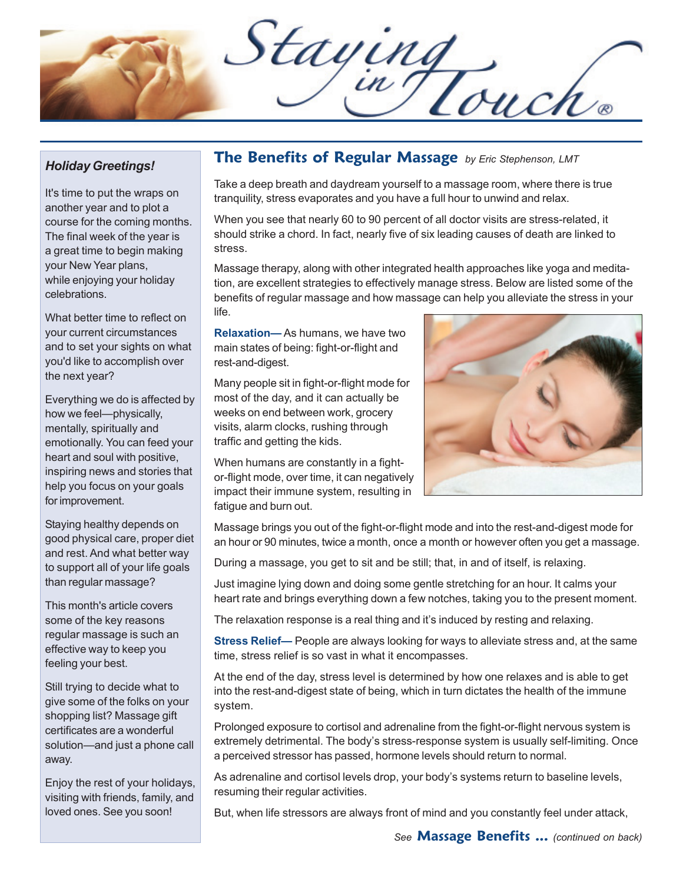# Staying in Touch®

## Holiday Greetings!

It's time to put the wraps on another year and to plot a course for the coming months. The final week of the year is a great time to begin making your New Year plans, while enjoying your holiday celebrations.

What better time to reflect on your current circumstances and to set your sights on what you'd like to accomplish over the next year?

Everything we do is affected by how we feel—physically, mentally, spiritually and emotionally. You can feed your heart and soul with positive, inspiring news and stories that help you focus on your goals for improvement.

Staying healthy depends on good physical care, proper diet and rest. And what better way to support all of your life goals than regular massage?

This month's article covers some of the key reasons regular massage is such an effective way to keep you feeling your best.

Still trying to decide what to give some of the folks on your shopping list? Massage gift certificates are a wonderful solution—and just a phone call away.

Enjoy the rest of your holidays, visiting with friends, family, and loved ones. See you soon!

## The Benefits of Regular Massage *by Eric Stephenson, LMT*

Take a deep breath and daydream yourself to a massage room, where there is true tranquility, stress evaporates and you have a full hour to unwind and relax.

When you see that nearly 60 to 90 percent of all doctor visits are stress-related, it should strike a chord. In fact, nearly five of six leading causes of death are linked to stress.

Massage therapy, along with other integrated health approaches like yoga and meditation, are excellent strategies to effectively manage stress. Below are listed some of the benefits of regular massage and how massage can help you alleviate the stress in your life.

**Relaxation—** As humans, we have two main states of being: fight-or-flight and rest-and-digest.

Many people sit in fight-or-flight mode for most of the day, and it can actually be weeks on end between work, grocery visits, alarm clocks, rushing through traffic and getting the kids.

When humans are constantly in a fight-or-flight mode, over time, it can negatively impact their immune system, resulting in fatigue and burn out.

Massage brings you out of the fight-or-flight mode and into the rest-and-digest mode for an hour or 90 minutes, twice a month, once a month or however often you get a massage.

During a massage, you get to sit and be still; that, in and of itself, is relaxing.

Just imagine lying down and doing some gentle stretching for an hour. It calms your heart rate and brings everything down a few notches, taking you to the present moment.

The relaxation response is a real thing and it's induced by resting and relaxing.

**Stress Relief—** People are always looking for ways to alleviate stress and, at the same time, stress relief is so vast in what it encompasses.

At the end of the day, stress level is determined by how one relaxes and is able to get into the rest-and-digest state of being, which in turn dictates the health of the immune system.

Prolonged exposure to cortisol and adrenaline from the fight-or-flight nervous system is extremely detrimental. The body's stress-response system is usually self-limiting. Once a perceived stressor has passed, hormone levels should return to normal.

As adrenaline and cortisol levels drop, your body's systems return to baseline levels, resuming their regular activities.

But, when life stressors are always front of mind and you constantly feel under attack,

*See* **Massage Benefits ...** *(continued on back)*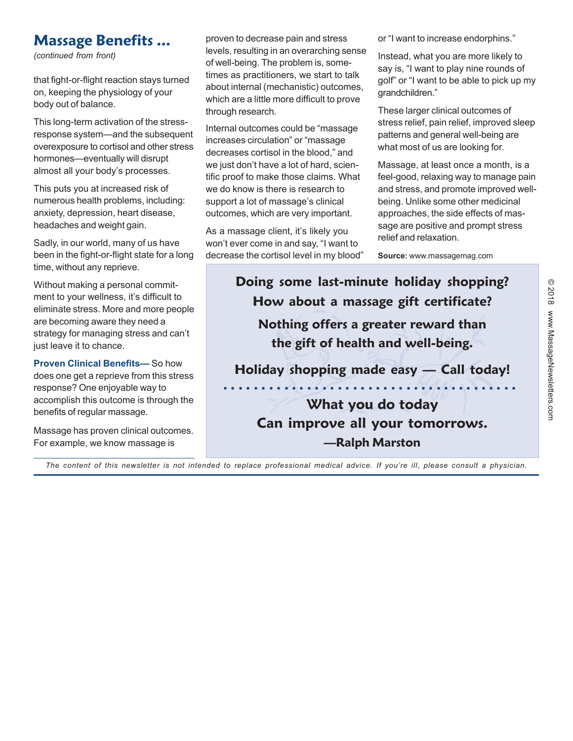## Massage Benefits ...

*(continued from front)*

that fight-or-flight reaction stays turned on, keeping the physiology of your body out of balance.

This long-term activation of the stress-response system—and the subsequent overexposure to cortisol and other stress hormones—eventually will disrupt almost all your body's processes.

This puts you at increased risk of numerous health problems, including: anxiety, depression, heart disease, headaches and weight gain.

Sadly, in our world, many of us have been in the fight-or-flight state for a long time, without any reprieve.

Without making a personal commitment to your wellness, it's difficult to eliminate stress. More and more people are becoming aware they need a strategy for managing stress and can't just leave it to chance.

**Proven Clinical Benefits—** So how does one get a reprieve from this stress response? One enjoyable way to accomplish this outcome is through the benefits of regular massage.

Massage has proven clinical outcomes. For example, we know massage is proven to decrease pain and stress levels, resulting in an overarching sense of well-being. The problem is, sometimes as practitioners, we start to talk about internal (mechanistic) outcomes, which are a little more difficult to prove through research.

Internal outcomes could be "massage increases circulation" or "massage decreases cortisol in the blood," and we just don't have a lot of hard, scientific proof to make those claims. What we do know is there is research to support a lot of massage's clinical outcomes, which are very important.

As a massage client, it's likely you won't ever come in and say, "I want to decrease the cortisol level in my blood" or "I want to increase endorphins."

Instead, what you are more likely to say is, "I want to play nine rounds of golf" or "I want to be able to pick up my grandchildren."

These larger clinical outcomes of stress relief, pain relief, improved sleep patterns and general well-being are what most of us are looking for.

Massage, at least once a month, is a feel-good, relaxing way to manage pain and stress, and promote improved well-being. Unlike some other medicinal approaches, the side effects of massage are positive and prompt stress relief and relaxation.

**Source:** www.massagemag.com

**Doing some last-minute holiday shopping?**
**How about a massage gift certificate?**

**Nothing offers a greater reward than the gift of health and well-being.**

**Holiday shopping made easy — Call today!**

**What you do today**
**Can improve all your tomorrows.**
**—Ralph Marston**

*The content of this newsletter is not intended to replace professional medical advice. If you're ill, please consult a physician.*

© 2018 www.MassageNewsletters.com